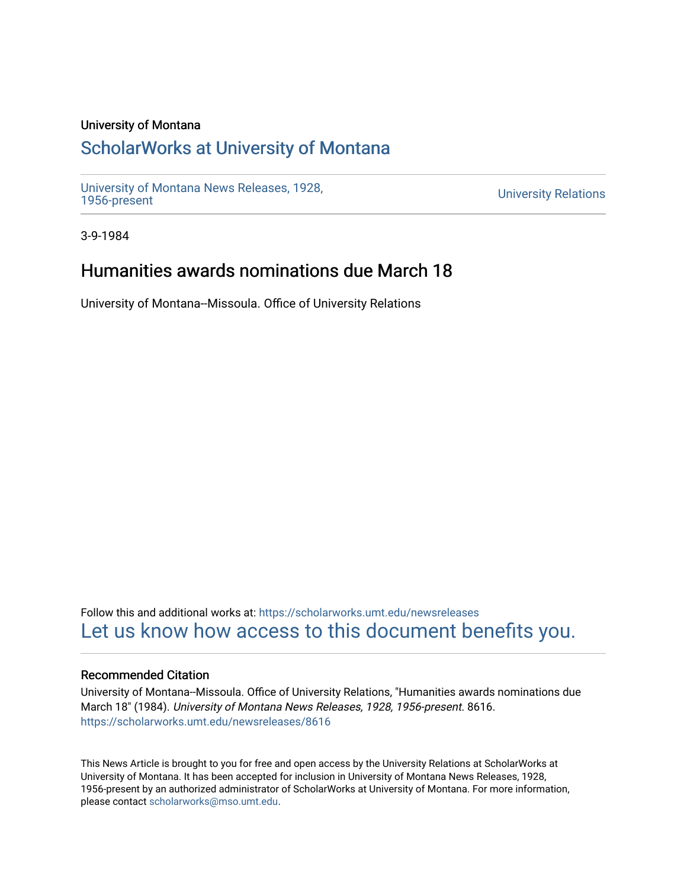University of Montana

# ScholarWorks at University of Montana

University of Montana News Releases, 1928, 1956-present

University Relations

3-9-1984

## Humanities awards nominations due March 18

University of Montana--Missoula. Office of University Relations

Follow this and additional works at: https://scholarworks.umt.edu/newsreleases

Let us know how access to this document benefits you.

### Recommended Citation

University of Montana--Missoula. Office of University Relations, "Humanities awards nominations due March 18" (1984). *University of Montana News Releases, 1928, 1956-present*. 8616.
https://scholarworks.umt.edu/newsreleases/8616

This News Article is brought to you for free and open access by the University Relations at ScholarWorks at University of Montana. It has been accepted for inclusion in University of Montana News Releases, 1928, 1956-present by an authorized administrator of ScholarWorks at University of Montana. For more information, please contact scholarworks@mso.umt.edu.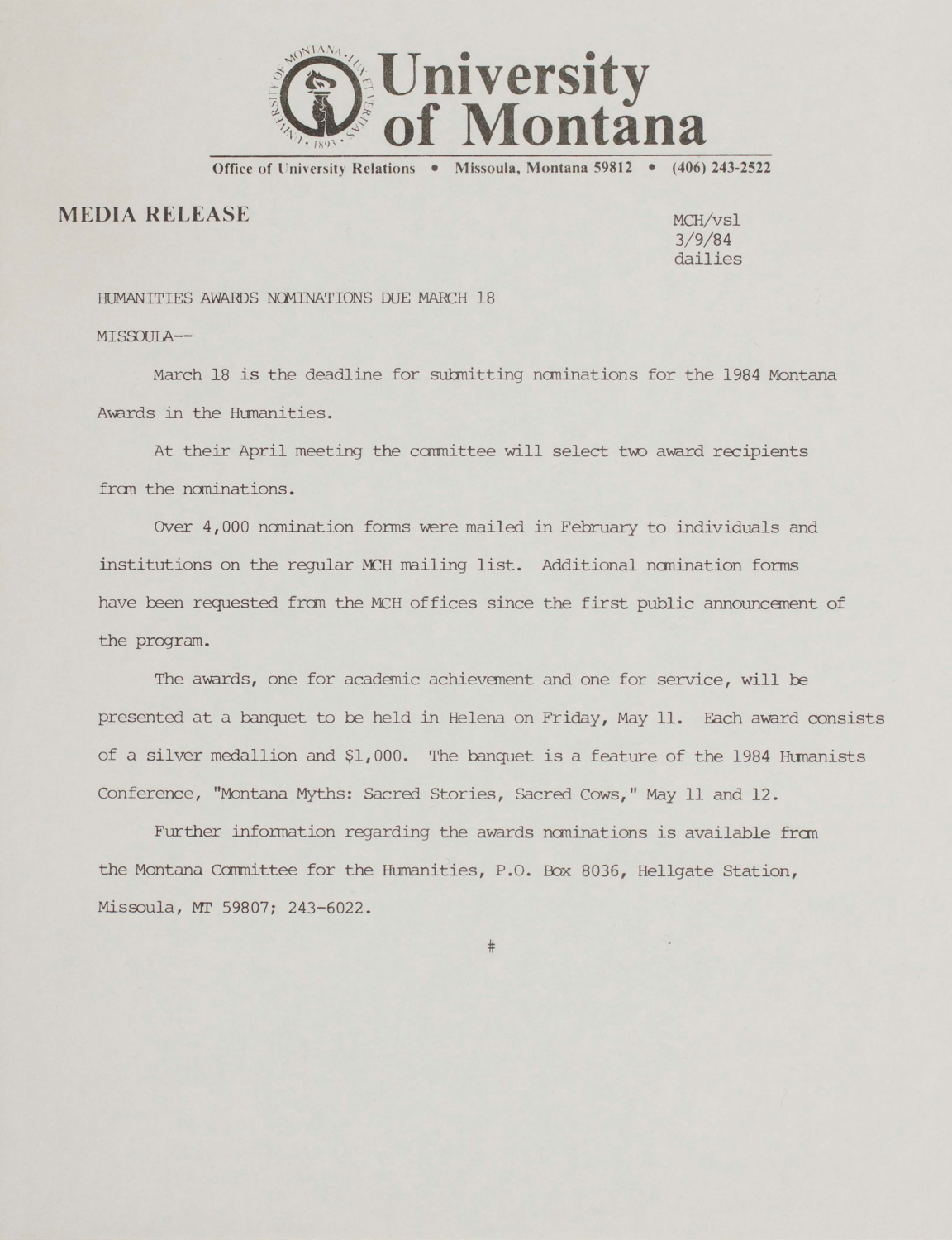# University of Montana

Office of University Relations • Missoula, Montana 59812 • (406) 243-2522

## MEDIA RELEASE

MCH/vsl
3/9/84
dailies

HUMANITIES AWARDS NOMINATIONS DUE MARCH 18

MISSOULA--

March 18 is the deadline for submitting nominations for the 1984 Montana Awards in the Humanities.

At their April meeting the committee will select two award recipients from the nominations.

Over 4,000 nomination forms were mailed in February to individuals and institutions on the regular MCH mailing list. Additional nomination forms have been requested from the MCH offices since the first public announcement of the program.

The awards, one for academic achievement and one for service, will be presented at a banquet to be held in Helena on Friday, May 11. Each award consists of a silver medallion and $1,000. The banquet is a feature of the 1984 Humanists Conference, "Montana Myths: Sacred Stories, Sacred Cows," May 11 and 12.

Further information regarding the awards nominations is available from the Montana Committee for the Humanities, P.O. Box 8036, Hellgate Station, Missoula, MT 59807; 243-6022.

#